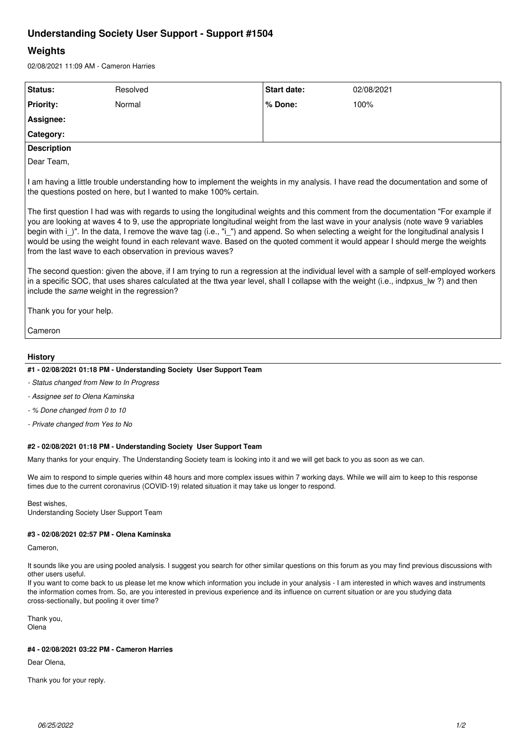# Understanding Society User Support - Support #1504

## Weights

02/08/2021 11:09 AM - Cameron Harries

| Status: | Resolved | Start date: | 02/08/2021 |
|---|---|---|---|
| Priority: | Normal | % Done: | 100% |
| Assignee: | | | |
| Category: | | | |

**Description**

Dear Team,

I am having a little trouble understanding how to implement the weights in my analysis. I have read the documentation and some of the questions posted on here, but I wanted to make 100% certain.

The first question I had was with regards to using the longitudinal weights and this comment from the documentation "For example if you are looking at waves 4 to 9, use the appropriate longitudinal weight from the last wave in your analysis (note wave 9 variables begin with i_)". In the data, I remove the wave tag (i.e., "i_") and append. So when selecting a weight for the longitudinal analysis I would be using the weight found in each relevant wave. Based on the quoted comment it would appear I should merge the weights from the last wave to each observation in previous waves?

The second question: given the above, if I am trying to run a regression at the individual level with a sample of self-employed workers in a specific SOC, that uses shares calculated at the ttwa year level, shall I collapse with the weight (i.e., indpxus_lw ?) and then include the *same* weight in the regression?

Thank you for your help.

Cameron

### History

#### #1 - 02/08/2021 01:18 PM - Understanding Society User Support Team

- *Status changed from New to In Progress*
- *Assignee set to Olena Kaminska*
- *% Done changed from 0 to 10*
- *Private changed from Yes to No*

#### #2 - 02/08/2021 01:18 PM - Understanding Society User Support Team

Many thanks for your enquiry. The Understanding Society team is looking into it and we will get back to you as soon as we can.

We aim to respond to simple queries within 48 hours and more complex issues within 7 working days. While we will aim to keep to this response times due to the current coronavirus (COVID-19) related situation it may take us longer to respond.

Best wishes,
Understanding Society User Support Team

#### #3 - 02/08/2021 02:57 PM - Olena Kaminska

Cameron,

It sounds like you are using pooled analysis. I suggest you search for other similar questions on this forum as you may find previous discussions with other users useful.
If you want to come back to us please let me know which information you include in your analysis - I am interested in which waves and instruments the information comes from. So, are you interested in previous experience and its influence on current situation or are you studying data cross-sectionally, but pooling it over time?

Thank you,
Olena

#### #4 - 02/08/2021 03:22 PM - Cameron Harries

Dear Olena,

Thank you for your reply.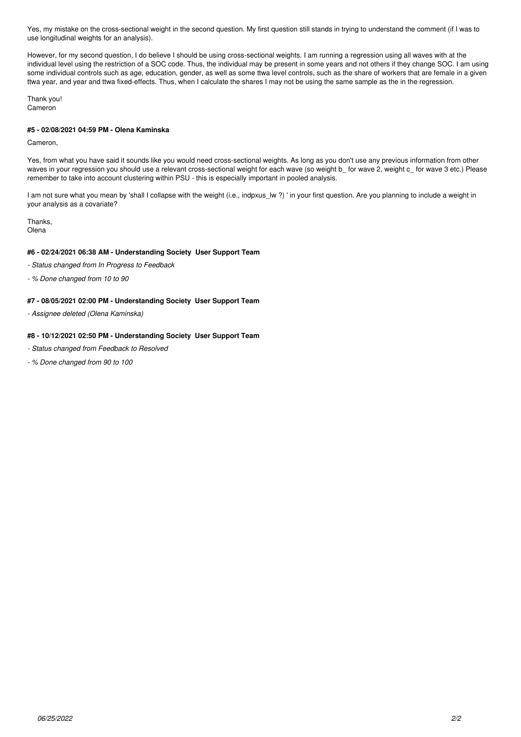Yes, my mistake on the cross-sectional weight in the second question. My first question still stands in trying to understand the comment (if I was to use longitudinal weights for an analysis).

However, for my second question, I do believe I should be using cross-sectional weights. I am running a regression using all waves with at the individual level using the restriction of a SOC code. Thus, the individual may be present in some years and not others if they change SOC. I am using some individual controls such as age, education, gender, as well as some ttwa level controls, such as the share of workers that are female in a given ttwa year, and year and ttwa fixed-effects. Thus, when I calculate the shares I may not be using the same sample as the in the regression.

Thank you!
Cameron

#### #5 - 02/08/2021 04:59 PM - Olena Kaminska

Cameron,

Yes, from what you have said it sounds like you would need cross-sectional weights. As long as you don't use any previous information from other waves in your regression you should use a relevant cross-sectional weight for each wave (so weight b_ for wave 2, weight c_ for wave 3 etc.) Please remember to take into account clustering within PSU - this is especially important in pooled analysis.

I am not sure what you mean by 'shall I collapse with the weight (i.e., indpxus_lw ?) ' in your first question. Are you planning to include a weight in your analysis as a covariate?

Thanks,
Olena

#### #6 - 02/24/2021 06:38 AM - Understanding Society User Support Team

- *Status changed from In Progress to Feedback*
- *% Done changed from 10 to 90*

#### #7 - 08/05/2021 02:00 PM - Understanding Society User Support Team

- *Assignee deleted (Olena Kaminska)*

#### #8 - 10/12/2021 02:50 PM - Understanding Society User Support Team

- *Status changed from Feedback to Resolved*
- *% Done changed from 90 to 100*